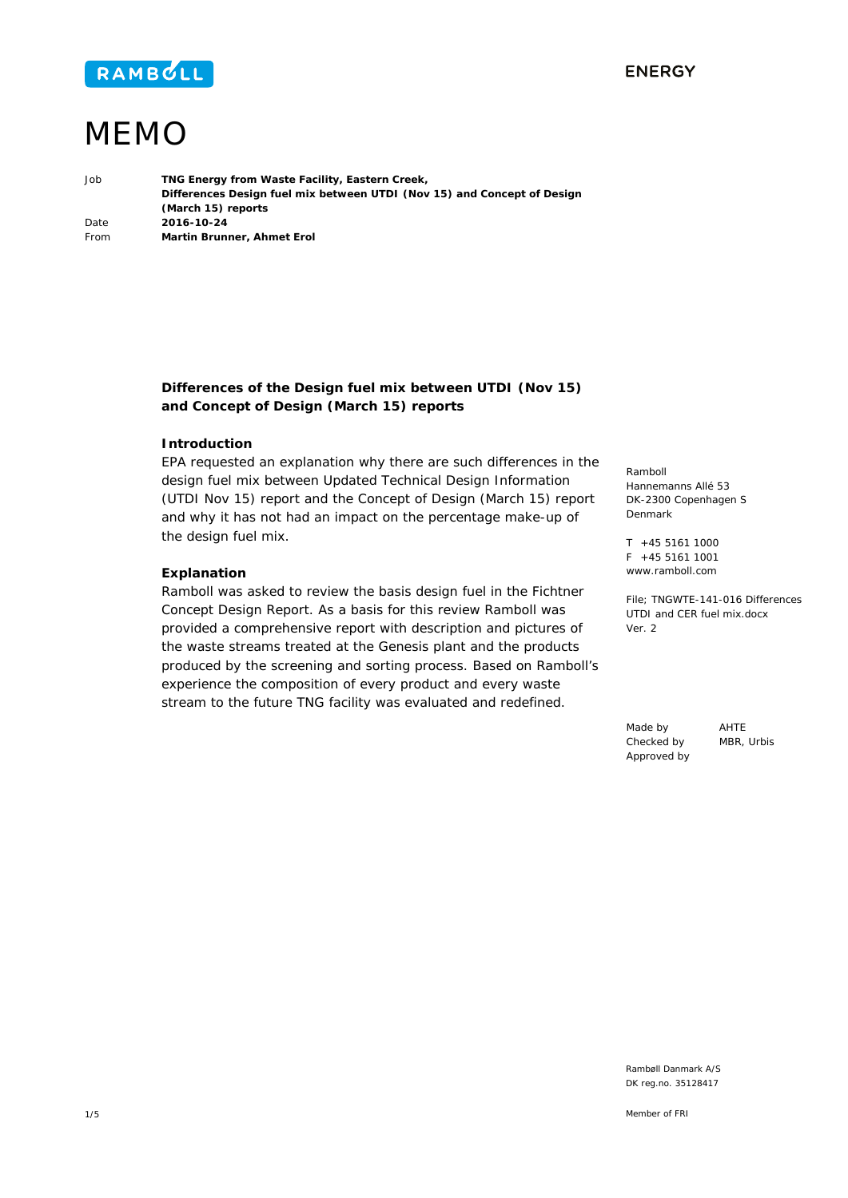RAMBOLL

ENERGY

# MEMO

| | |
|---|---|
| Job | **TNG Energy from Waste Facility, Eastern Creek, Differences Design fuel mix between UTDI (Nov 15) and Concept of Design (March 15) reports** |
| Date | **2016-10-24** |
| From | **Martin Brunner, Ahmet Erol** |

## Differences of the Design fuel mix between UTDI (Nov 15) and Concept of Design (March 15) reports

### Introduction

EPA requested an explanation why there are such differences in the design fuel mix between Updated Technical Design Information (UTDI Nov 15) report and the Concept of Design (March 15) report and why it has not had an impact on the percentage make-up of the design fuel mix.

### Explanation

Ramboll was asked to review the basis design fuel in the Fichtner Concept Design Report. As a basis for this review Ramboll was provided a comprehensive report with description and pictures of the waste streams treated at the Genesis plant and the products produced by the screening and sorting process. Based on Ramboll's experience the composition of every product and every waste stream to the future TNG facility was evaluated and redefined.

Ramboll
Hannemanns Allé 53
DK-2300 Copenhagen S
Denmark

T +45 5161 1000
F +45 5161 1001
www.ramboll.com

File; TNGWTE-141-016 Differences UTDI and CER fuel mix.docx
Ver. 2

| | |
|---|---|
| Made by | AHTE |
| Checked by | MBR, Urbis |
| Approved by | |

Rambøll Danmark A/S
DK reg.no. 35128417

Member of FRI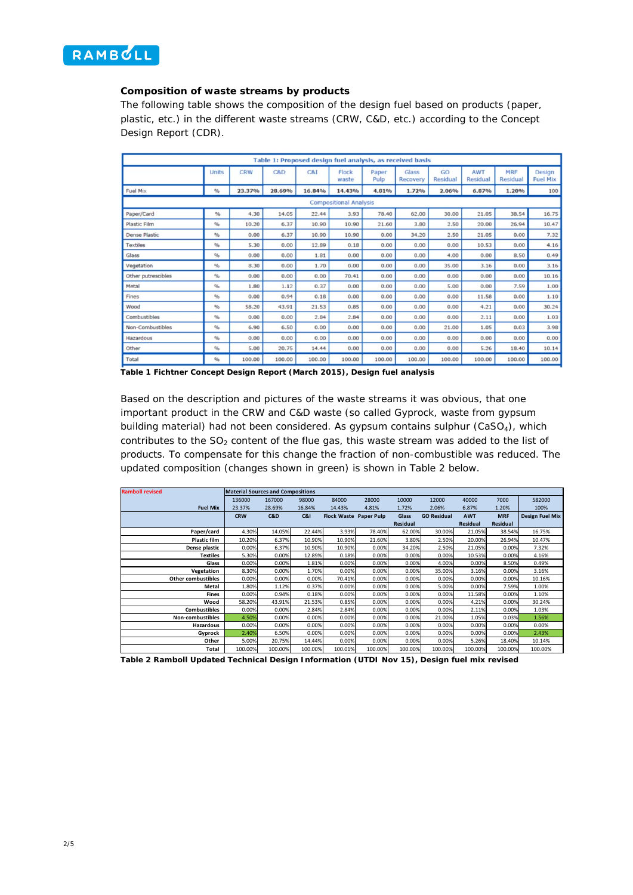### Composition of waste streams by products

The following table shows the composition of the design fuel based on products (paper, plastic, etc.) in the different waste streams (CRW, C&D, etc.) according to the Concept Design Report (CDR).

| Table 1: Proposed design fuel analysis, as received basis | | | | | | | | | | | |
|---|---|---|---|---|---|---|---|---|---|---|---|
| | Units | CRW | C&D | C&I | Flock waste | Paper Pulp | Glass Recovery | GO Residual | AWT Residual | MRF Residual | Design Fuel Mix |
| Fuel Mix | % | 23.37% | 28.69% | 16.84% | 14.43% | 4.81% | 1.72% | 2.06% | 6.87% | 1.20% | 100 |
| Compositional Analysis | | | | | | | | | | | |
| Paper/Card | % | 4.30 | 14.05 | 22.44 | 3.93 | 78.40 | 62.00 | 30.00 | 21.05 | 38.54 | 16.75 |
| Plastic Film | % | 10.20 | 6.37 | 10.90 | 10.90 | 21.60 | 3.80 | 2.50 | 20.00 | 26.94 | 10.47 |
| Dense Plastic | % | 0.00 | 6.37 | 10.90 | 10.90 | 0.00 | 34.20 | 2.50 | 21.05 | 0.00 | 7.32 |
| Textiles | % | 5.30 | 0.00 | 12.89 | 0.18 | 0.00 | 0.00 | 0.00 | 10.53 | 0.00 | 4.16 |
| Glass | % | 0.00 | 0.00 | 1.81 | 0.00 | 0.00 | 0.00 | 4.00 | 0.00 | 8.50 | 0.49 |
| Vegetation | % | 8.30 | 0.00 | 1.70 | 0.00 | 0.00 | 0.00 | 35.00 | 3.16 | 0.00 | 3.16 |
| Other putrescibles | % | 0.00 | 0.00 | 0.00 | 70.41 | 0.00 | 0.00 | 0.00 | 0.00 | 0.00 | 10.16 |
| Metal | % | 1.80 | 1.12 | 0.37 | 0.00 | 0.00 | 0.00 | 5.00 | 0.00 | 7.59 | 1.00 |
| Fines | % | 0.00 | 0.94 | 0.18 | 0.00 | 0.00 | 0.00 | 0.00 | 11.58 | 0.00 | 1.10 |
| Wood | % | 58.20 | 43.91 | 21.53 | 0.85 | 0.00 | 0.00 | 0.00 | 4.21 | 0.00 | 30.24 |
| Combustibles | % | 0.00 | 0.00 | 2.84 | 2.84 | 0.00 | 0.00 | 0.00 | 2.11 | 0.00 | 1.03 |
| Non-Combustibles | % | 6.90 | 6.50 | 0.00 | 0.00 | 0.00 | 0.00 | 21.00 | 1.05 | 0.03 | 3.98 |
| Hazardous | % | 0.00 | 0.00 | 0.00 | 0.00 | 0.00 | 0.00 | 0.00 | 0.00 | 0.00 | 0.00 |
| Other | % | 5.00 | 20.75 | 14.44 | 0.00 | 0.00 | 0.00 | 0.00 | 5.26 | 18.40 | 10.14 |
| Total | % | 100.00 | 100.00 | 100.00 | 100.00 | 100.00 | 100.00 | 100.00 | 100.00 | 100.00 | 100.00 |

**Table 1 Fichtner Concept Design Report (March 2015), Design fuel analysis**

Based on the description and pictures of the waste streams it was obvious, that one important product in the CRW and C&D waste (so called Gyprock, waste from gypsum building material) had not been considered. As gypsum contains sulphur ($CaSO_4$), which contributes to the $SO_2$ content of the flue gas, this waste stream was added to the list of products. To compensate for this change the fraction of non-combustible was reduced. The updated composition (changes shown in green) is shown in Table 2 below.

| Ramboll revised | Material Sources and Compositions | | | | | | | | | |
|---|---|---|---|---|---|---|---|---|---|---|
| | 136000 | 167000 | 98000 | 84000 | 28000 | 10000 | 12000 | 40000 | 7000 | 582000 |
| Fuel Mix | 23.37% | 28.69% | 16.84% | 14.43% | 4.81% | 1.72% | 2.06% | 6.87% | 1.20% | 100% |
| | CRW | C&D | C&I | Flock Waste | Paper Pulp | Glass Residual | GO Residual | AWT Residual | MRF Residual | Design Fuel Mix |
| Paper/card | 4.30% | 14.05% | 22.44% | 3.93% | 78.40% | 62.00% | 30.00% | 21.05% | 38.54% | 16.75% |
| Plastic film | 10.20% | 6.37% | 10.90% | 10.90% | 21.60% | 3.80% | 2.50% | 20.00% | 26.94% | 10.47% |
| Dense plastic | 0.00% | 6.37% | 10.90% | 10.90% | 0.00% | 34.20% | 2.50% | 21.05% | 0.00% | 7.32% |
| Textiles | 5.30% | 0.00% | 12.89% | 0.18% | 0.00% | 0.00% | 0.00% | 10.53% | 0.00% | 4.16% |
| Glass | 0.00% | 0.00% | 1.81% | 0.00% | 0.00% | 0.00% | 4.00% | 0.00% | 8.50% | 0.49% |
| Vegetation | 8.30% | 0.00% | 1.70% | 0.00% | 0.00% | 0.00% | 35.00% | 3.16% | 0.00% | 3.16% |
| Other combustibles | 0.00% | 0.00% | 0.00% | 70.41% | 0.00% | 0.00% | 0.00% | 0.00% | 0.00% | 10.16% |
| Metal | 1.80% | 1.12% | 0.37% | 0.00% | 0.00% | 0.00% | 5.00% | 0.00% | 7.59% | 1.00% |
| Fines | 0.00% | 0.94% | 0.18% | 0.00% | 0.00% | 0.00% | 0.00% | 11.58% | 0.00% | 1.10% |
| Wood | 58.20% | 43.91% | 21.53% | 0.85% | 0.00% | 0.00% | 0.00% | 4.21% | 0.00% | 30.24% |
| Combustibles | 0.00% | 0.00% | 2.84% | 2.84% | 0.00% | 0.00% | 0.00% | 2.11% | 0.00% | 1.03% |
| Non-combustibles | 4.50% | 0.00% | 0.00% | 0.00% | 0.00% | 0.00% | 21.00% | 1.05% | 0.03% | 1.56% |
| Hazardous | 0.00% | 0.00% | 0.00% | 0.00% | 0.00% | 0.00% | 0.00% | 0.00% | 0.00% | 0.00% |
| Gyprock | 2.40% | 6.50% | 0.00% | 0.00% | 0.00% | 0.00% | 0.00% | 0.00% | 0.00% | 2.43% |
| Other | 5.00% | 20.75% | 14.44% | 0.00% | 0.00% | 0.00% | 0.00% | 5.26% | 18.40% | 10.14% |
| Total | 100.00% | 100.00% | 100.00% | 100.01% | 100.00% | 100.00% | 100.00% | 100.00% | 100.00% | 100.00% |

**Table 2 Ramboll Updated Technical Design Information (UTDI Nov 15), Design fuel mix revised**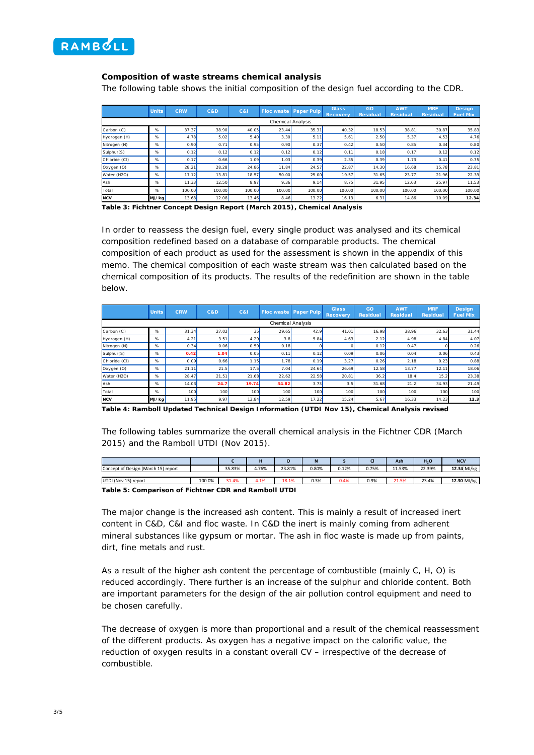### Composition of waste streams chemical analysis

The following table shows the initial composition of the design fuel according to the CDR.

| | Units | CRW | C&D | C&I | Floc waste | Paper Pulp | Glass Recovery | GO Residual | AWT Residual | MRF Residual | Design Fuel Mix |
|---|---|---|---|---|---|---|---|---|---|---|---|
| Chemical Analysis | | | | | | | | | | | |
| Carbon (C) | % | 37.37 | 38.90 | 40.05 | 23.44 | 35.31 | 40.32 | 18.53 | 38.81 | 30.87 | 35.83 |
| Hydrogen (H) | % | 4.78 | 5.02 | 5.40 | 3.30 | 5.11 | 5.61 | 2.50 | 5.37 | 4.53 | 4.76 |
| Nitrogen (N) | % | 0.90 | 0.71 | 0.95 | 0.90 | 0.37 | 0.42 | 0.50 | 0.85 | 0.34 | 0.80 |
| Sulphur(S) | % | 0.12 | 0.12 | 0.12 | 0.12 | 0.12 | 0.11 | 0.18 | 0.17 | 0.12 | 0.12 |
| Chloride (Cl) | % | 0.17 | 0.66 | 1.09 | 1.03 | 0.39 | 2.35 | 0.39 | 1.73 | 0.41 | 0.75 |
| Oxygen (O) | % | 28.21 | 28.28 | 24.86 | 11.84 | 24.57 | 22.87 | 14.30 | 16.68 | 15.78 | 23.81 |
| Water (H2O) | % | 17.12 | 13.81 | 18.57 | 50.00 | 25.00 | 19.57 | 31.65 | 23.77 | 21.96 | 22.39 |
| Ash | % | 11.33 | 12.50 | 8.97 | 9.36 | 9.14 | 8.75 | 31.95 | 12.63 | 25.97 | 11.53 |
| Total | % | 100.00 | 100.00 | 100.00 | 100.00 | 100.00 | 100.00 | 100.00 | 100.00 | 100.00 | 100.00 |
| **NCV** | **MJ/kg** | 13.68 | 12.08 | 13.46 | 8.46 | 13.22 | 16.13 | 6.31 | 14.86 | 10.09 | **12.34** |

**Table 3: Fichtner Concept Design Report (March 2015), Chemical Analysis**

In order to reassess the design fuel, every single product was analysed and its chemical composition redefined based on a database of comparable products. The chemical composition of each product as used for the assessment is shown in the appendix of this memo. The chemical composition of each waste stream was then calculated based on the chemical composition of its products. The results of the redefinition are shown in the table below.

| | Units | CRW | C&D | C&I | Floc waste | Paper Pulp | Glass Recovery | GO Residual | AWT Residual | MRF Residual | Design Fuel Mix |
|---|---|---|---|---|---|---|---|---|---|---|---|
| Chemical Analysis | | | | | | | | | | | |
| Carbon (C) | % | 31.34 | 27.02 | 35 | 29.65 | 42.9 | 41.01 | 16.98 | 38.96 | 32.63 | 31.44 |
| Hydrogen (H) | % | 4.21 | 3.51 | 4.29 | 3.8 | 5.84 | 4.63 | 2.12 | 4.98 | 4.84 | 4.07 |
| Nitrogen (N) | % | 0.34 | 0.06 | 0.59 | 0.18 | 0 | 0 | 0.12 | 0.47 | 0 | 0.26 |
| Sulphur(S) | % | **0.42** | **1.04** | 0.05 | 0.11 | 0.12 | 0.09 | 0.06 | 0.04 | 0.06 | 0.43 |
| Chloride (Cl) | % | 0.09 | 0.66 | 1.15 | 1.78 | 0.19 | 3.27 | 0.26 | 2.18 | 0.23 | 0.88 |
| Oxygen (O) | % | 21.11 | 21.5 | 17.5 | 7.04 | 24.64 | 26.69 | 12.58 | 13.77 | 12.11 | 18.06 |
| Water (H2O) | % | 28.47 | 21.51 | 21.68 | 22.62 | 22.58 | 20.81 | 36.2 | 18.4 | 15.2 | 23.38 |
| Ash | % | 14.03 | **24.7** | **19.74** | **34.82** | 3.73 | 3.5 | 31.68 | 21.2 | 34.93 | 21.49 |
| Total | % | 100 | 100 | 100 | 100 | 100 | 100 | 100 | 100 | 100 | 100 |
| **NCV** | **MJ/kg** | 11.95 | 9.97 | 13.84 | 12.59 | 17.22 | 15.24 | 5.67 | 16.33 | 14.23 | **12.3** |

**Table 4: Ramboll Updated Technical Design Information (UTDI Nov 15), Chemical Analysis revised**

The following tables summarize the overall chemical analysis in the Fichtner CDR (March 2015) and the Ramboll UTDI (Nov 2015).

| | | C | H | O | N | S | Cl | Ash | $H_2O$ | NCV |
|---|---|---|---|---|---|---|---|---|---|---|
| Concept of Design (March 15) report | | 35.83% | 4.76% | 23.81% | 0.80% | 0.12% | 0.75% | 11.53% | 22.39% | **12.34** MJ/kg |
| UTDI (Nov 15) report | 100.0% | 31.4% | 4.1% | 18.1% | 0.3% | 0.4% | 0.9% | 21.5% | 23.4% | **12.30** MJ/kg |

**Table 5: Comparison of Fichtner CDR and Ramboll UTDI**

The major change is the increased ash content. This is mainly a result of increased inert content in C&D, C&I and floc waste. In C&D the inert is mainly coming from adherent mineral substances like gypsum or mortar. The ash in floc waste is made up from paints, dirt, fine metals and rust.

As a result of the higher ash content the percentage of combustible (mainly C, H, O) is reduced accordingly. There further is an increase of the sulphur and chloride content. Both are important parameters for the design of the air pollution control equipment and need to be chosen carefully.

The decrease of oxygen is more than proportional and a result of the chemical reassessment of the different products. As oxygen has a negative impact on the calorific value, the reduction of oxygen results in a constant overall CV – irrespective of the decrease of combustible.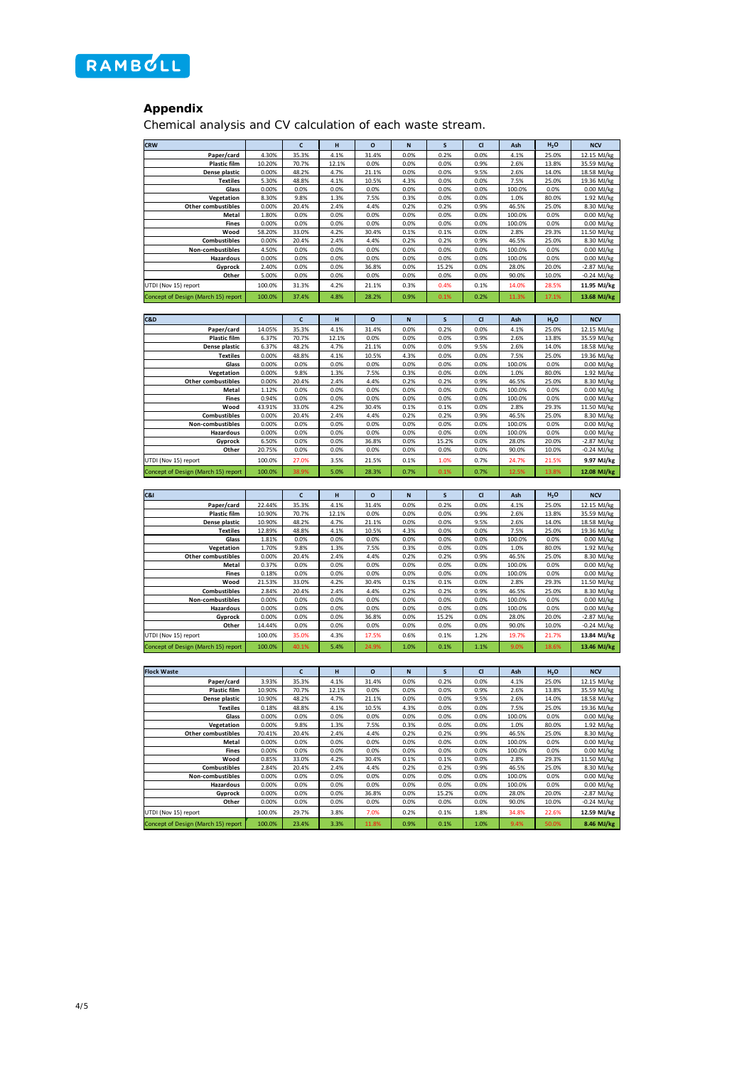## Appendix

Chemical analysis and CV calculation of each waste stream.

| CRW | | C | H | O | N | S | Cl | Ash | $H_2O$ | NCV |
|---|---|---|---|---|---|---|---|---|---|---|
| Paper/card | 4.30% | 35.3% | 4.1% | 31.4% | 0.0% | 0.2% | 0.0% | 4.1% | 25.0% | 12.15 MJ/kg |
| Plastic film | 10.20% | 70.7% | 12.1% | 0.0% | 0.0% | 0.0% | 0.9% | 2.6% | 13.8% | 35.59 MJ/kg |
| Dense plastic | 0.00% | 48.2% | 4.7% | 21.1% | 0.0% | 0.0% | 9.5% | 2.6% | 14.0% | 18.58 MJ/kg |
| Textiles | 5.30% | 48.8% | 4.1% | 10.5% | 4.3% | 0.0% | 0.0% | 7.5% | 25.0% | 19.36 MJ/kg |
| Glass | 0.00% | 0.0% | 0.0% | 0.0% | 0.0% | 0.0% | 0.0% | 100.0% | 0.0% | 0.00 MJ/kg |
| Vegetation | 8.30% | 9.8% | 1.3% | 7.5% | 0.3% | 0.0% | 0.0% | 1.0% | 80.0% | 1.92 MJ/kg |
| Other combustibles | 0.00% | 20.4% | 2.4% | 4.4% | 0.2% | 0.2% | 0.9% | 46.5% | 25.0% | 8.30 MJ/kg |
| Metal | 1.80% | 0.0% | 0.0% | 0.0% | 0.0% | 0.0% | 0.0% | 100.0% | 0.0% | 0.00 MJ/kg |
| Fines | 0.00% | 0.0% | 0.0% | 0.0% | 0.0% | 0.0% | 0.0% | 100.0% | 0.0% | 0.00 MJ/kg |
| Wood | 58.20% | 33.0% | 4.2% | 30.4% | 0.1% | 0.1% | 0.0% | 2.8% | 29.3% | 11.50 MJ/kg |
| Combustibles | 0.00% | 20.4% | 2.4% | 4.4% | 0.2% | 0.2% | 0.9% | 46.5% | 25.0% | 8.30 MJ/kg |
| Non-combustibles | 4.50% | 0.0% | 0.0% | 0.0% | 0.0% | 0.0% | 0.0% | 100.0% | 0.0% | 0.00 MJ/kg |
| Hazardous | 0.00% | 0.0% | 0.0% | 0.0% | 0.0% | 0.0% | 0.0% | 100.0% | 0.0% | 0.00 MJ/kg |
| Gyprock | 2.40% | 0.0% | 0.0% | 36.8% | 0.0% | 15.2% | 0.0% | 28.0% | 20.0% | -2.87 MJ/kg |
| Other | 5.00% | 0.0% | 0.0% | 0.0% | 0.0% | 0.0% | 0.0% | 90.0% | 10.0% | -0.24 MJ/kg |
| UTDI (Nov 15) report | 100.0% | 31.3% | 4.2% | 21.1% | 0.3% | 0.4% | 0.1% | 14.0% | 28.5% | **11.95 MJ/kg** |
| Concept of Design (March 15) report | 100.0% | 37.4% | 4.8% | 28.2% | 0.9% | 0.1% | 0.2% | 11.3% | 17.1% | **13.68 MJ/kg** |

| C&D | | C | H | O | N | S | Cl | Ash | $H_2O$ | NCV |
|---|---|---|---|---|---|---|---|---|---|---|
| Paper/card | 14.05% | 35.3% | 4.1% | 31.4% | 0.0% | 0.2% | 0.0% | 4.1% | 25.0% | 12.15 MJ/kg |
| Plastic film | 6.37% | 70.7% | 12.1% | 0.0% | 0.0% | 0.0% | 0.9% | 2.6% | 13.8% | 35.59 MJ/kg |
| Dense plastic | 6.37% | 48.2% | 4.7% | 21.1% | 0.0% | 0.0% | 9.5% | 2.6% | 14.0% | 18.58 MJ/kg |
| Textiles | 0.00% | 48.8% | 4.1% | 10.5% | 4.3% | 0.0% | 0.0% | 7.5% | 25.0% | 19.36 MJ/kg |
| Glass | 0.00% | 0.0% | 0.0% | 0.0% | 0.0% | 0.0% | 0.0% | 100.0% | 0.0% | 0.00 MJ/kg |
| Vegetation | 0.00% | 9.8% | 1.3% | 7.5% | 0.3% | 0.0% | 0.0% | 1.0% | 80.0% | 1.92 MJ/kg |
| Other combustibles | 0.00% | 20.4% | 2.4% | 4.4% | 0.2% | 0.2% | 0.9% | 46.5% | 25.0% | 8.30 MJ/kg |
| Metal | 1.12% | 0.0% | 0.0% | 0.0% | 0.0% | 0.0% | 0.0% | 100.0% | 0.0% | 0.00 MJ/kg |
| Fines | 0.94% | 0.0% | 0.0% | 0.0% | 0.0% | 0.0% | 0.0% | 100.0% | 0.0% | 0.00 MJ/kg |
| Wood | 43.91% | 33.0% | 4.2% | 30.4% | 0.1% | 0.1% | 0.0% | 2.8% | 29.3% | 11.50 MJ/kg |
| Combustibles | 0.00% | 20.4% | 2.4% | 4.4% | 0.2% | 0.2% | 0.9% | 46.5% | 25.0% | 8.30 MJ/kg |
| Non-combustibles | 0.00% | 0.0% | 0.0% | 0.0% | 0.0% | 0.0% | 0.0% | 100.0% | 0.0% | 0.00 MJ/kg |
| Hazardous | 0.00% | 0.0% | 0.0% | 0.0% | 0.0% | 0.0% | 0.0% | 100.0% | 0.0% | 0.00 MJ/kg |
| Gyprock | 6.50% | 0.0% | 0.0% | 36.8% | 0.0% | 15.2% | 0.0% | 28.0% | 20.0% | -2.87 MJ/kg |
| Other | 20.75% | 0.0% | 0.0% | 0.0% | 0.0% | 0.0% | 0.0% | 90.0% | 10.0% | -0.24 MJ/kg |
| UTDI (Nov 15) report | 100.0% | 27.0% | 3.5% | 21.5% | 0.1% | 1.0% | 0.7% | 24.7% | 21.5% | **9.97 MJ/kg** |
| Concept of Design (March 15) report | 100.0% | 38.9% | 5.0% | 28.3% | 0.7% | 0.1% | 0.7% | 12.5% | 13.8% | **12.08 MJ/kg** |

| C&I | | C | H | O | N | S | Cl | Ash | $H_2O$ | NCV |
|---|---|---|---|---|---|---|---|---|---|---|
| Paper/card | 22.44% | 35.3% | 4.1% | 31.4% | 0.0% | 0.2% | 0.0% | 4.1% | 25.0% | 12.15 MJ/kg |
| Plastic film | 10.90% | 70.7% | 12.1% | 0.0% | 0.0% | 0.0% | 0.9% | 2.6% | 13.8% | 35.59 MJ/kg |
| Dense plastic | 10.90% | 48.2% | 4.7% | 21.1% | 0.0% | 0.0% | 9.5% | 2.6% | 14.0% | 18.58 MJ/kg |
| Textiles | 12.89% | 48.8% | 4.1% | 10.5% | 4.3% | 0.0% | 0.0% | 7.5% | 25.0% | 19.36 MJ/kg |
| Glass | 1.81% | 0.0% | 0.0% | 0.0% | 0.0% | 0.0% | 0.0% | 100.0% | 0.0% | 0.00 MJ/kg |
| Vegetation | 1.70% | 9.8% | 1.3% | 7.5% | 0.3% | 0.0% | 0.0% | 1.0% | 80.0% | 1.92 MJ/kg |
| Other combustibles | 0.00% | 20.4% | 2.4% | 4.4% | 0.2% | 0.2% | 0.9% | 46.5% | 25.0% | 8.30 MJ/kg |
| Metal | 0.37% | 0.0% | 0.0% | 0.0% | 0.0% | 0.0% | 0.0% | 100.0% | 0.0% | 0.00 MJ/kg |
| Fines | 0.18% | 0.0% | 0.0% | 0.0% | 0.0% | 0.0% | 0.0% | 100.0% | 0.0% | 0.00 MJ/kg |
| Wood | 21.53% | 33.0% | 4.2% | 30.4% | 0.1% | 0.1% | 0.0% | 2.8% | 29.3% | 11.50 MJ/kg |
| Combustibles | 2.84% | 20.4% | 2.4% | 4.4% | 0.2% | 0.2% | 0.9% | 46.5% | 25.0% | 8.30 MJ/kg |
| Non-combustibles | 0.00% | 0.0% | 0.0% | 0.0% | 0.0% | 0.0% | 0.0% | 100.0% | 0.0% | 0.00 MJ/kg |
| Hazardous | 0.00% | 0.0% | 0.0% | 0.0% | 0.0% | 0.0% | 0.0% | 100.0% | 0.0% | 0.00 MJ/kg |
| Gyprock | 0.00% | 0.0% | 0.0% | 36.8% | 0.0% | 15.2% | 0.0% | 28.0% | 20.0% | -2.87 MJ/kg |
| Other | 14.44% | 0.0% | 0.0% | 0.0% | 0.0% | 0.0% | 0.0% | 90.0% | 10.0% | -0.24 MJ/kg |
| UTDI (Nov 15) report | 100.0% | 35.0% | 4.3% | 17.5% | 0.6% | 0.1% | 1.2% | 19.7% | 21.7% | **13.84 MJ/kg** |
| Concept of Design (March 15) report | 100.0% | 40.1% | 5.4% | 24.9% | 1.0% | 0.1% | 1.1% | 9.0% | 18.6% | **13.46 MJ/kg** |

| Flock Waste | | C | H | O | N | S | Cl | Ash | $H_2O$ | NCV |
|---|---|---|---|---|---|---|---|---|---|---|
| Paper/card | 3.93% | 35.3% | 4.1% | 31.4% | 0.0% | 0.2% | 0.0% | 4.1% | 25.0% | 12.15 MJ/kg |
| Plastic film | 10.90% | 70.7% | 12.1% | 0.0% | 0.0% | 0.0% | 0.9% | 2.6% | 13.8% | 35.59 MJ/kg |
| Dense plastic | 10.90% | 48.2% | 4.7% | 21.1% | 0.0% | 0.0% | 9.5% | 2.6% | 14.0% | 18.58 MJ/kg |
| Textiles | 0.18% | 48.8% | 4.1% | 10.5% | 4.3% | 0.0% | 0.0% | 7.5% | 25.0% | 19.36 MJ/kg |
| Glass | 0.00% | 0.0% | 0.0% | 0.0% | 0.0% | 0.0% | 0.0% | 100.0% | 0.0% | 0.00 MJ/kg |
| Vegetation | 0.00% | 9.8% | 1.3% | 7.5% | 0.3% | 0.0% | 0.0% | 1.0% | 80.0% | 1.92 MJ/kg |
| Other combustibles | 70.41% | 20.4% | 2.4% | 4.4% | 0.2% | 0.2% | 0.9% | 46.5% | 25.0% | 8.30 MJ/kg |
| Metal | 0.00% | 0.0% | 0.0% | 0.0% | 0.0% | 0.0% | 0.0% | 100.0% | 0.0% | 0.00 MJ/kg |
| Fines | 0.00% | 0.0% | 0.0% | 0.0% | 0.0% | 0.0% | 0.0% | 100.0% | 0.0% | 0.00 MJ/kg |
| Wood | 0.85% | 33.0% | 4.2% | 30.4% | 0.1% | 0.1% | 0.0% | 2.8% | 29.3% | 11.50 MJ/kg |
| Combustibles | 2.84% | 20.4% | 2.4% | 4.4% | 0.2% | 0.2% | 0.9% | 46.5% | 25.0% | 8.30 MJ/kg |
| Non-combustibles | 0.00% | 0.0% | 0.0% | 0.0% | 0.0% | 0.0% | 0.0% | 100.0% | 0.0% | 0.00 MJ/kg |
| Hazardous | 0.00% | 0.0% | 0.0% | 0.0% | 0.0% | 0.0% | 0.0% | 100.0% | 0.0% | 0.00 MJ/kg |
| Gyprock | 0.00% | 0.0% | 0.0% | 36.8% | 0.0% | 15.2% | 0.0% | 28.0% | 20.0% | -2.87 MJ/kg |
| Other | 0.00% | 0.0% | 0.0% | 0.0% | 0.0% | 0.0% | 0.0% | 90.0% | 10.0% | -0.24 MJ/kg |
| UTDI (Nov 15) report | 100.0% | 29.7% | 3.8% | 7.0% | 0.2% | 0.1% | 1.8% | 34.8% | 22.6% | **12.59 MJ/kg** |
| Concept of Design (March 15) report | 100.0% | 23.4% | 3.3% | 11.8% | 0.9% | 0.1% | 1.0% | 9.4% | 50.0% | **8.46 MJ/kg** |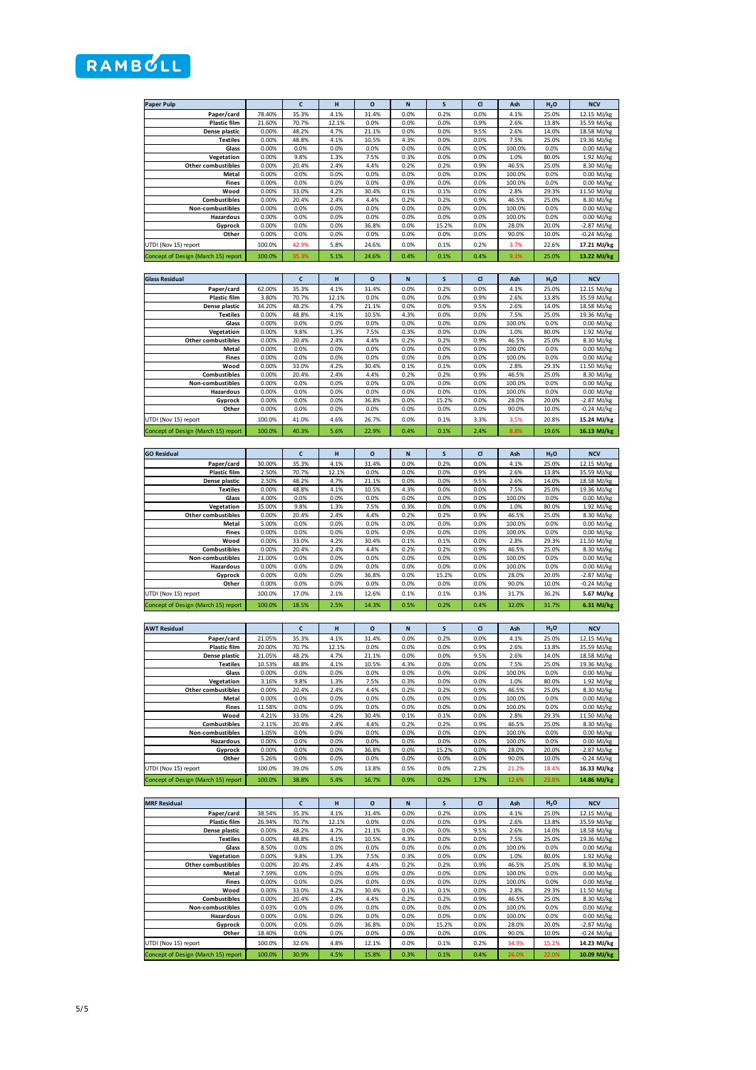| Paper Pulp | | C | H | O | N | S | Cl | Ash | $H_2O$ | NCV |
|---|---|---|---|---|---|---|---|---|---|---|
| Paper/card | 78.40% | 35.3% | 4.1% | 31.4% | 0.0% | 0.2% | 0.0% | 4.1% | 25.0% | 12.15 MJ/kg |
| Plastic film | 21.60% | 70.7% | 12.1% | 0.0% | 0.0% | 0.0% | 0.9% | 2.6% | 13.8% | 35.59 MJ/kg |
| Dense plastic | 0.00% | 48.2% | 4.7% | 21.1% | 0.0% | 0.0% | 9.5% | 2.6% | 14.0% | 18.58 MJ/kg |
| Textiles | 0.00% | 48.8% | 4.1% | 10.5% | 4.3% | 0.0% | 0.0% | 7.5% | 25.0% | 19.36 MJ/kg |
| Glass | 0.00% | 0.0% | 0.0% | 0.0% | 0.0% | 0.0% | 0.0% | 100.0% | 0.0% | 0.00 MJ/kg |
| Vegetation | 0.00% | 9.8% | 1.3% | 7.5% | 0.3% | 0.0% | 0.0% | 1.0% | 80.0% | 1.92 MJ/kg |
| Other combustibles | 0.00% | 20.4% | 2.4% | 4.4% | 0.2% | 0.2% | 0.9% | 46.5% | 25.0% | 8.30 MJ/kg |
| Metal | 0.00% | 0.0% | 0.0% | 0.0% | 0.0% | 0.0% | 0.0% | 100.0% | 0.0% | 0.00 MJ/kg |
| Fines | 0.00% | 0.0% | 0.0% | 0.0% | 0.0% | 0.0% | 0.0% | 100.0% | 0.0% | 0.00 MJ/kg |
| Wood | 0.00% | 33.0% | 4.2% | 30.4% | 0.1% | 0.1% | 0.0% | 2.8% | 29.3% | 11.50 MJ/kg |
| Combustibles | 0.00% | 20.4% | 2.4% | 4.4% | 0.2% | 0.2% | 0.9% | 46.5% | 25.0% | 8.30 MJ/kg |
| Non-combustibles | 0.00% | 0.0% | 0.0% | 0.0% | 0.0% | 0.0% | 0.0% | 100.0% | 0.0% | 0.00 MJ/kg |
| Hazardous | 0.00% | 0.0% | 0.0% | 0.0% | 0.0% | 0.0% | 0.0% | 100.0% | 0.0% | 0.00 MJ/kg |
| Gyprock | 0.00% | 0.0% | 0.0% | 36.8% | 0.0% | 15.2% | 0.0% | 28.0% | 20.0% | -2.87 MJ/kg |
| Other | 0.00% | 0.0% | 0.0% | 0.0% | 0.0% | 0.0% | 0.0% | 90.0% | 10.0% | -0.24 MJ/kg |
| UTDI (Nov 15) report | 100.0% | 42.9% | 5.8% | 24.6% | 0.0% | 0.1% | 0.2% | 3.7% | 22.6% | **17.21 MJ/kg** |
| Concept of Design (March 15) report | 100.0% | 35.3% | 5.1% | 24.6% | 0.4% | 0.1% | 0.4% | 9.1% | 25.0% | **13.22 MJ/kg** |

| Glass Residual | | C | H | O | N | S | Cl | Ash | $H_2O$ | NCV |
|---|---|---|---|---|---|---|---|---|---|---|
| Paper/card | 62.00% | 35.3% | 4.1% | 31.4% | 0.0% | 0.2% | 0.0% | 4.1% | 25.0% | 12.15 MJ/kg |
| Plastic film | 3.80% | 70.7% | 12.1% | 0.0% | 0.0% | 0.0% | 0.9% | 2.6% | 13.8% | 35.59 MJ/kg |
| Dense plastic | 34.20% | 48.2% | 4.7% | 21.1% | 0.0% | 0.0% | 9.5% | 2.6% | 14.0% | 18.58 MJ/kg |
| Textiles | 0.00% | 48.8% | 4.1% | 10.5% | 4.3% | 0.0% | 0.0% | 7.5% | 25.0% | 19.36 MJ/kg |
| Glass | 0.00% | 0.0% | 0.0% | 0.0% | 0.0% | 0.0% | 0.0% | 100.0% | 0.0% | 0.00 MJ/kg |
| Vegetation | 0.00% | 9.8% | 1.3% | 7.5% | 0.3% | 0.0% | 0.0% | 1.0% | 80.0% | 1.92 MJ/kg |
| Other combustibles | 0.00% | 20.4% | 2.4% | 4.4% | 0.2% | 0.2% | 0.9% | 46.5% | 25.0% | 8.30 MJ/kg |
| Metal | 0.00% | 0.0% | 0.0% | 0.0% | 0.0% | 0.0% | 0.0% | 100.0% | 0.0% | 0.00 MJ/kg |
| Fines | 0.00% | 0.0% | 0.0% | 0.0% | 0.0% | 0.0% | 0.0% | 100.0% | 0.0% | 0.00 MJ/kg |
| Wood | 0.00% | 33.0% | 4.2% | 30.4% | 0.1% | 0.1% | 0.0% | 2.8% | 29.3% | 11.50 MJ/kg |
| Combustibles | 0.00% | 20.4% | 2.4% | 4.4% | 0.2% | 0.2% | 0.9% | 46.5% | 25.0% | 8.30 MJ/kg |
| Non-combustibles | 0.00% | 0.0% | 0.0% | 0.0% | 0.0% | 0.0% | 0.0% | 100.0% | 0.0% | 0.00 MJ/kg |
| Hazardous | 0.00% | 0.0% | 0.0% | 0.0% | 0.0% | 0.0% | 0.0% | 100.0% | 0.0% | 0.00 MJ/kg |
| Gyprock | 0.00% | 0.0% | 0.0% | 36.8% | 0.0% | 15.2% | 0.0% | 28.0% | 20.0% | -2.87 MJ/kg |
| Other | 0.00% | 0.0% | 0.0% | 0.0% | 0.0% | 0.0% | 0.0% | 90.0% | 10.0% | -0.24 MJ/kg |
| UTDI (Nov 15) report | 100.0% | 41.0% | 4.6% | 26.7% | 0.0% | 0.1% | 3.3% | 3.5% | 20.8% | **15.24 MJ/kg** |
| Concept of Design (March 15) report | 100.0% | 40.3% | 5.6% | 22.9% | 0.4% | 0.1% | 2.4% | 8.8% | 19.6% | **16.13 MJ/kg** |

| GO Residual | | C | H | O | N | S | Cl | Ash | $H_2O$ | NCV |
|---|---|---|---|---|---|---|---|---|---|---|
| Paper/card | 30.00% | 35.3% | 4.1% | 31.4% | 0.0% | 0.2% | 0.0% | 4.1% | 25.0% | 12.15 MJ/kg |
| Plastic film | 2.50% | 70.7% | 12.1% | 0.0% | 0.0% | 0.0% | 0.9% | 2.6% | 13.8% | 35.59 MJ/kg |
| Dense plastic | 2.50% | 48.2% | 4.7% | 21.1% | 0.0% | 0.0% | 9.5% | 2.6% | 14.0% | 18.58 MJ/kg |
| Textiles | 0.00% | 48.8% | 4.1% | 10.5% | 4.3% | 0.0% | 0.0% | 7.5% | 25.0% | 19.36 MJ/kg |
| Glass | 4.00% | 0.0% | 0.0% | 0.0% | 0.0% | 0.0% | 0.0% | 100.0% | 0.0% | 0.00 MJ/kg |
| Vegetation | 35.00% | 9.8% | 1.3% | 7.5% | 0.3% | 0.0% | 0.0% | 1.0% | 80.0% | 1.92 MJ/kg |
| Other combustibles | 0.00% | 20.4% | 2.4% | 4.4% | 0.2% | 0.2% | 0.9% | 46.5% | 25.0% | 8.30 MJ/kg |
| Metal | 5.00% | 0.0% | 0.0% | 0.0% | 0.0% | 0.0% | 0.0% | 100.0% | 0.0% | 0.00 MJ/kg |
| Fines | 0.00% | 0.0% | 0.0% | 0.0% | 0.0% | 0.0% | 0.0% | 100.0% | 0.0% | 0.00 MJ/kg |
| Wood | 0.00% | 33.0% | 4.2% | 30.4% | 0.1% | 0.1% | 0.0% | 2.8% | 29.3% | 11.50 MJ/kg |
| Combustibles | 0.00% | 20.4% | 2.4% | 4.4% | 0.2% | 0.2% | 0.9% | 46.5% | 25.0% | 8.30 MJ/kg |
| Non-combustibles | 21.00% | 0.0% | 0.0% | 0.0% | 0.0% | 0.0% | 0.0% | 100.0% | 0.0% | 0.00 MJ/kg |
| Hazardous | 0.00% | 0.0% | 0.0% | 0.0% | 0.0% | 0.0% | 0.0% | 100.0% | 0.0% | 0.00 MJ/kg |
| Gyprock | 0.00% | 0.0% | 0.0% | 36.8% | 0.0% | 15.2% | 0.0% | 28.0% | 20.0% | -2.87 MJ/kg |
| Other | 0.00% | 0.0% | 0.0% | 0.0% | 0.0% | 0.0% | 0.0% | 90.0% | 10.0% | -0.24 MJ/kg |
| UTDI (Nov 15) report | 100.0% | 17.0% | 2.1% | 12.6% | 0.1% | 0.1% | 0.3% | 31.7% | 36.2% | **5.67 MJ/kg** |
| Concept of Design (March 15) report | 100.0% | 18.5% | 2.5% | 14.3% | 0.5% | 0.2% | 0.4% | 32.0% | 31.7% | **6.31 MJ/kg** |

| AWT Residual | | C | H | O | N | S | Cl | Ash | $H_2O$ | NCV |
|---|---|---|---|---|---|---|---|---|---|---|
| Paper/card | 21.05% | 35.3% | 4.1% | 31.4% | 0.0% | 0.2% | 0.0% | 4.1% | 25.0% | 12.15 MJ/kg |
| Plastic film | 20.00% | 70.7% | 12.1% | 0.0% | 0.0% | 0.0% | 0.9% | 2.6% | 13.8% | 35.59 MJ/kg |
| Dense plastic | 21.05% | 48.2% | 4.7% | 21.1% | 0.0% | 0.0% | 9.5% | 2.6% | 14.0% | 18.58 MJ/kg |
| Textiles | 10.53% | 48.8% | 4.1% | 10.5% | 4.3% | 0.0% | 0.0% | 7.5% | 25.0% | 19.36 MJ/kg |
| Glass | 0.00% | 0.0% | 0.0% | 0.0% | 0.0% | 0.0% | 0.0% | 100.0% | 0.0% | 0.00 MJ/kg |
| Vegetation | 3.16% | 9.8% | 1.3% | 7.5% | 0.3% | 0.0% | 0.0% | 1.0% | 80.0% | 1.92 MJ/kg |
| Other combustibles | 0.00% | 20.4% | 2.4% | 4.4% | 0.2% | 0.2% | 0.9% | 46.5% | 25.0% | 8.30 MJ/kg |
| Metal | 0.00% | 0.0% | 0.0% | 0.0% | 0.0% | 0.0% | 0.0% | 100.0% | 0.0% | 0.00 MJ/kg |
| Fines | 11.58% | 0.0% | 0.0% | 0.0% | 0.0% | 0.0% | 0.0% | 100.0% | 0.0% | 0.00 MJ/kg |
| Wood | 4.21% | 33.0% | 4.2% | 30.4% | 0.1% | 0.1% | 0.0% | 2.8% | 29.3% | 11.50 MJ/kg |
| Combustibles | 2.11% | 20.4% | 2.4% | 4.4% | 0.2% | 0.2% | 0.9% | 46.5% | 25.0% | 8.30 MJ/kg |
| Non-combustibles | 1.05% | 0.0% | 0.0% | 0.0% | 0.0% | 0.0% | 0.0% | 100.0% | 0.0% | 0.00 MJ/kg |
| Hazardous | 0.00% | 0.0% | 0.0% | 0.0% | 0.0% | 0.0% | 0.0% | 100.0% | 0.0% | 0.00 MJ/kg |
| Gyprock | 0.00% | 0.0% | 0.0% | 36.8% | 0.0% | 15.2% | 0.0% | 28.0% | 20.0% | -2.87 MJ/kg |
| Other | 5.26% | 0.0% | 0.0% | 0.0% | 0.0% | 0.0% | 0.0% | 90.0% | 10.0% | -0.24 MJ/kg |
| UTDI (Nov 15) report | 100.0% | 39.0% | 5.0% | 13.8% | 0.5% | 0.0% | 2.2% | 21.2% | 18.4% | **16.33 MJ/kg** |
| Concept of Design (March 15) report | 100.0% | 38.8% | 5.4% | 16.7% | 0.9% | 0.2% | 1.7% | 12.6% | 23.8% | **14.86 MJ/kg** |

| MRF Residual | | C | H | O | N | S | Cl | Ash | $H_2O$ | NCV |
|---|---|---|---|---|---|---|---|---|---|---|
| Paper/card | 38.54% | 35.3% | 4.1% | 31.4% | 0.0% | 0.2% | 0.0% | 4.1% | 25.0% | 12.15 MJ/kg |
| Plastic film | 26.94% | 70.7% | 12.1% | 0.0% | 0.0% | 0.0% | 0.9% | 2.6% | 13.8% | 35.59 MJ/kg |
| Dense plastic | 0.00% | 48.2% | 4.7% | 21.1% | 0.0% | 0.0% | 9.5% | 2.6% | 14.0% | 18.58 MJ/kg |
| Textiles | 0.00% | 48.8% | 4.1% | 10.5% | 4.3% | 0.0% | 0.0% | 7.5% | 25.0% | 19.36 MJ/kg |
| Glass | 8.50% | 0.0% | 0.0% | 0.0% | 0.0% | 0.0% | 0.0% | 100.0% | 0.0% | 0.00 MJ/kg |
| Vegetation | 0.00% | 9.8% | 1.3% | 7.5% | 0.3% | 0.0% | 0.0% | 1.0% | 80.0% | 1.92 MJ/kg |
| Other combustibles | 0.00% | 20.4% | 2.4% | 4.4% | 0.2% | 0.2% | 0.9% | 46.5% | 25.0% | 8.30 MJ/kg |
| Metal | 7.59% | 0.0% | 0.0% | 0.0% | 0.0% | 0.0% | 0.0% | 100.0% | 0.0% | 0.00 MJ/kg |
| Fines | 0.00% | 0.0% | 0.0% | 0.0% | 0.0% | 0.0% | 0.0% | 100.0% | 0.0% | 0.00 MJ/kg |
| Wood | 0.00% | 33.0% | 4.2% | 30.4% | 0.1% | 0.1% | 0.0% | 2.8% | 29.3% | 11.50 MJ/kg |
| Combustibles | 0.00% | 20.4% | 2.4% | 4.4% | 0.2% | 0.2% | 0.9% | 46.5% | 25.0% | 8.30 MJ/kg |
| Non-combustibles | 0.03% | 0.0% | 0.0% | 0.0% | 0.0% | 0.0% | 0.0% | 100.0% | 0.0% | 0.00 MJ/kg |
| Hazardous | 0.00% | 0.0% | 0.0% | 0.0% | 0.0% | 0.0% | 0.0% | 100.0% | 0.0% | 0.00 MJ/kg |
| Gyprock | 0.00% | 0.0% | 0.0% | 36.8% | 0.0% | 15.2% | 0.0% | 28.0% | 20.0% | -2.87 MJ/kg |
| Other | 18.40% | 0.0% | 0.0% | 0.0% | 0.0% | 0.0% | 0.0% | 90.0% | 10.0% | -0.24 MJ/kg |
| UTDI (Nov 15) report | 100.0% | 32.6% | 4.8% | 12.1% | 0.0% | 0.1% | 0.2% | 34.9% | 15.2% | **14.23 MJ/kg** |
| Concept of Design (March 15) report | 100.0% | 30.9% | 4.5% | 15.8% | 0.3% | 0.1% | 0.4% | 26.0% | 22.0% | **10.09 MJ/kg** |